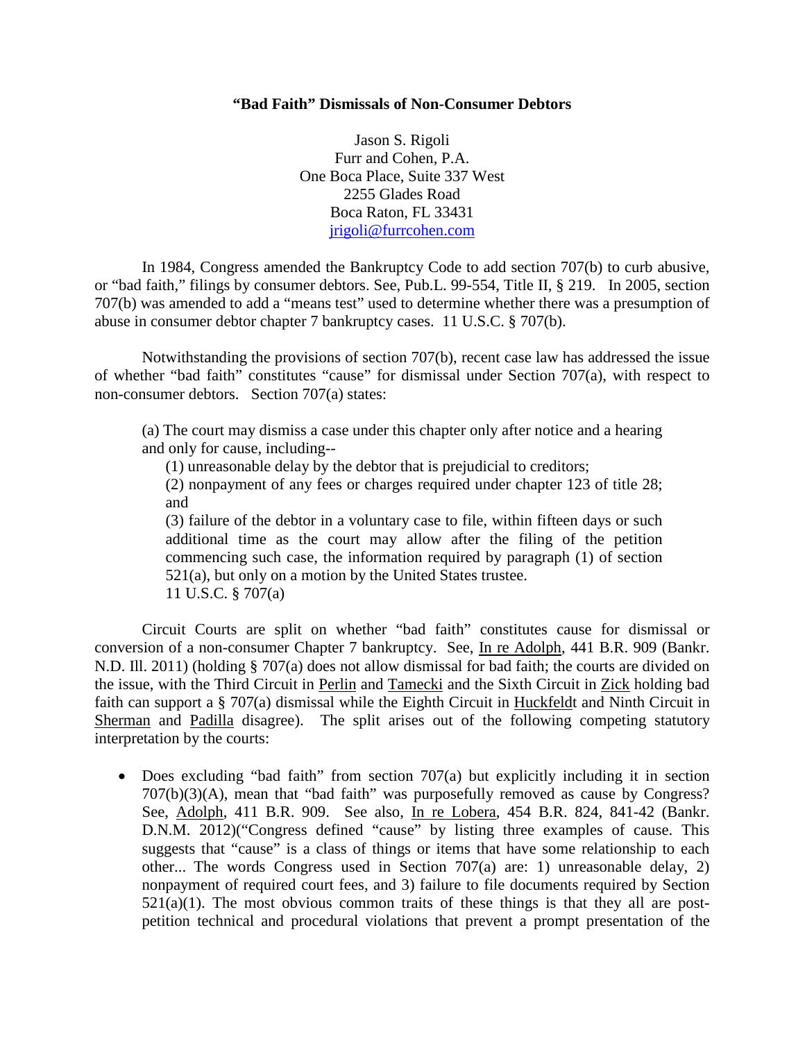**"Bad Faith" Dismissals of Non-Consumer Debtors**

Jason S. Rigoli
Furr and Cohen, P.A.
One Boca Place, Suite 337 West
2255 Glades Road
Boca Raton, FL 33431
jrigoli@furrcohen.com

In 1984, Congress amended the Bankruptcy Code to add section 707(b) to curb abusive, or "bad faith," filings by consumer debtors. See, Pub.L. 99-554, Title II, § 219. In 2005, section 707(b) was amended to add a "means test" used to determine whether there was a presumption of abuse in consumer debtor chapter 7 bankruptcy cases. 11 U.S.C. § 707(b).

Notwithstanding the provisions of section 707(b), recent case law has addressed the issue of whether "bad faith" constitutes "cause" for dismissal under Section 707(a), with respect to non-consumer debtors. Section 707(a) states:

> (a) The court may dismiss a case under this chapter only after notice and a hearing and only for cause, including--
>
> (1) unreasonable delay by the debtor that is prejudicial to creditors;
>
> (2) nonpayment of any fees or charges required under chapter 123 of title 28; and
>
> (3) failure of the debtor in a voluntary case to file, within fifteen days or such additional time as the court may allow after the filing of the petition commencing such case, the information required by paragraph (1) of section 521(a), but only on a motion by the United States trustee.
>
> 11 U.S.C. § 707(a)

Circuit Courts are split on whether "bad faith" constitutes cause for dismissal or conversion of a non-consumer Chapter 7 bankruptcy. See, <u>In re Adolph</u>, 441 B.R. 909 (Bankr. N.D. Ill. 2011) (holding § 707(a) does not allow dismissal for bad faith; the courts are divided on the issue, with the Third Circuit in <u>Perlin</u> and <u>Tamecki</u> and the Sixth Circuit in <u>Zick</u> holding bad faith can support a § 707(a) dismissal while the Eighth Circuit in <u>Huckfeldt</u> and Ninth Circuit in <u>Sherman</u> and <u>Padilla</u> disagree). The split arises out of the following competing statutory interpretation by the courts:

- Does excluding "bad faith" from section 707(a) but explicitly including it in section 707(b)(3)(A), mean that "bad faith" was purposefully removed as cause by Congress? See, <u>Adolph</u>, 411 B.R. 909. See also, <u>In re Lobera</u>, 454 B.R. 824, 841-42 (Bankr. D.N.M. 2012)("Congress defined "cause" by listing three examples of cause. This suggests that "cause" is a class of things or items that have some relationship to each other... The words Congress used in Section 707(a) are: 1) unreasonable delay, 2) nonpayment of required court fees, and 3) failure to file documents required by Section 521(a)(1). The most obvious common traits of these things is that they all are post-petition technical and procedural violations that prevent a prompt presentation of the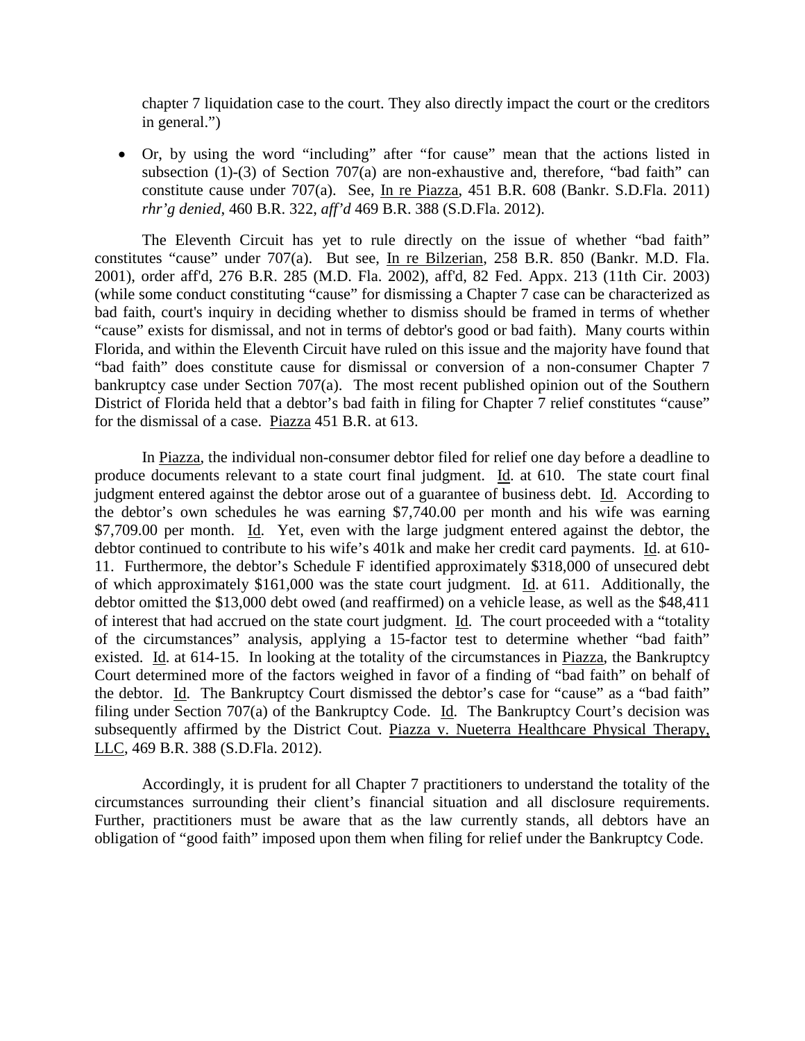chapter 7 liquidation case to the court. They also directly impact the court or the creditors in general.")

- Or, by using the word "including" after "for cause" mean that the actions listed in subsection (1)-(3) of Section 707(a) are non-exhaustive and, therefore, "bad faith" can constitute cause under 707(a). See, In re Piazza, 451 B.R. 608 (Bankr. S.D.Fla. 2011) *rhr'g denied*, 460 B.R. 322, *aff'd* 469 B.R. 388 (S.D.Fla. 2012).

The Eleventh Circuit has yet to rule directly on the issue of whether "bad faith" constitutes "cause" under 707(a). But see, In re Bilzerian, 258 B.R. 850 (Bankr. M.D. Fla. 2001), order aff'd, 276 B.R. 285 (M.D. Fla. 2002), aff'd, 82 Fed. Appx. 213 (11th Cir. 2003) (while some conduct constituting "cause" for dismissing a Chapter 7 case can be characterized as bad faith, court's inquiry in deciding whether to dismiss should be framed in terms of whether "cause" exists for dismissal, and not in terms of debtor's good or bad faith). Many courts within Florida, and within the Eleventh Circuit have ruled on this issue and the majority have found that "bad faith" does constitute cause for dismissal or conversion of a non-consumer Chapter 7 bankruptcy case under Section 707(a). The most recent published opinion out of the Southern District of Florida held that a debtor's bad faith in filing for Chapter 7 relief constitutes "cause" for the dismissal of a case. Piazza 451 B.R. at 613.

In Piazza, the individual non-consumer debtor filed for relief one day before a deadline to produce documents relevant to a state court final judgment. Id. at 610. The state court final judgment entered against the debtor arose out of a guarantee of business debt. Id. According to the debtor's own schedules he was earning $7,740.00 per month and his wife was earning $7,709.00 per month. Id. Yet, even with the large judgment entered against the debtor, the debtor continued to contribute to his wife's 401k and make her credit card payments. Id. at 610-11. Furthermore, the debtor's Schedule F identified approximately $318,000 of unsecured debt of which approximately $161,000 was the state court judgment. Id. at 611. Additionally, the debtor omitted the $13,000 debt owed (and reaffirmed) on a vehicle lease, as well as the $48,411 of interest that had accrued on the state court judgment. Id. The court proceeded with a "totality of the circumstances" analysis, applying a 15-factor test to determine whether "bad faith" existed. Id. at 614-15. In looking at the totality of the circumstances in Piazza, the Bankruptcy Court determined more of the factors weighed in favor of a finding of "bad faith" on behalf of the debtor. Id. The Bankruptcy Court dismissed the debtor's case for "cause" as a "bad faith" filing under Section 707(a) of the Bankruptcy Code. Id. The Bankruptcy Court's decision was subsequently affirmed by the District Cout. Piazza v. Nueterra Healthcare Physical Therapy, LLC, 469 B.R. 388 (S.D.Fla. 2012).

Accordingly, it is prudent for all Chapter 7 practitioners to understand the totality of the circumstances surrounding their client's financial situation and all disclosure requirements. Further, practitioners must be aware that as the law currently stands, all debtors have an obligation of "good faith" imposed upon them when filing for relief under the Bankruptcy Code.